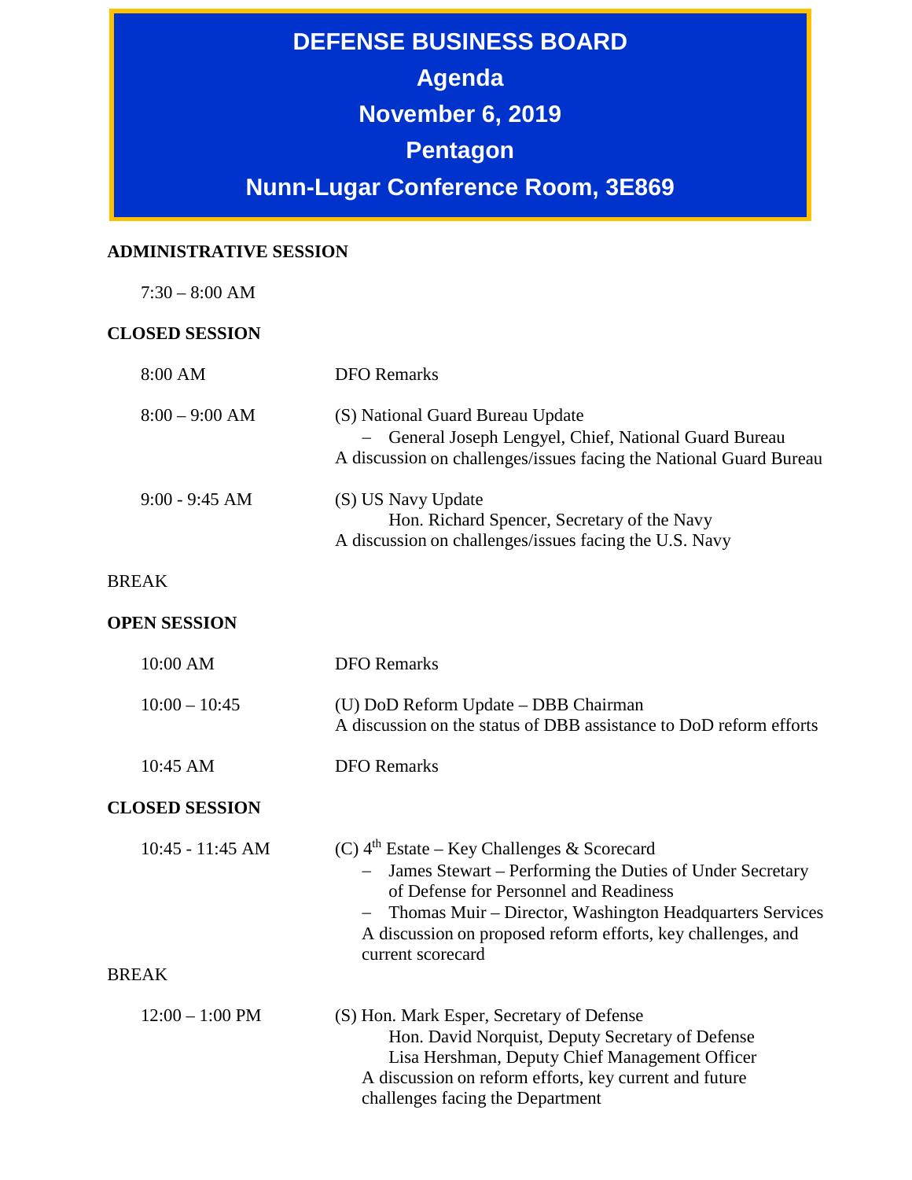# DEFENSE BUSINESS BOARD

## Agenda

## November 6, 2019

## Pentagon

## Nunn-Lugar Conference Room, 3E869

**ADMINISTRATIVE SESSION**

7:30 – 8:00 AM

**CLOSED SESSION**

| | |
|---|---|
| 8:00 AM | DFO Remarks |
| 8:00 – 9:00 AM | (S) National Guard Bureau Update<br>– General Joseph Lengyel, Chief, National Guard Bureau<br>A discussion on challenges/issues facing the National Guard Bureau |
| 9:00 - 9:45 AM | (S) US Navy Update<br>Hon. Richard Spencer, Secretary of the Navy<br>A discussion on challenges/issues facing the U.S. Navy |

BREAK

**OPEN SESSION**

| | |
|---|---|
| 10:00 AM | DFO Remarks |
| 10:00 – 10:45 | (U) DoD Reform Update – DBB Chairman<br>A discussion on the status of DBB assistance to DoD reform efforts |
| 10:45 AM | DFO Remarks |

**CLOSED SESSION**

| | |
|---|---|
| 10:45 - 11:45 AM | (C) 4th Estate – Key Challenges & Scorecard<br>– James Stewart – Performing the Duties of Under Secretary of Defense for Personnel and Readiness<br>– Thomas Muir – Director, Washington Headquarters Services<br>A discussion on proposed reform efforts, key challenges, and current scorecard |

BREAK

| | |
|---|---|
| 12:00 – 1:00 PM | (S) Hon. Mark Esper, Secretary of Defense<br>Hon. David Norquist, Deputy Secretary of Defense<br>Lisa Hershman, Deputy Chief Management Officer<br>A discussion on reform efforts, key current and future challenges facing the Department |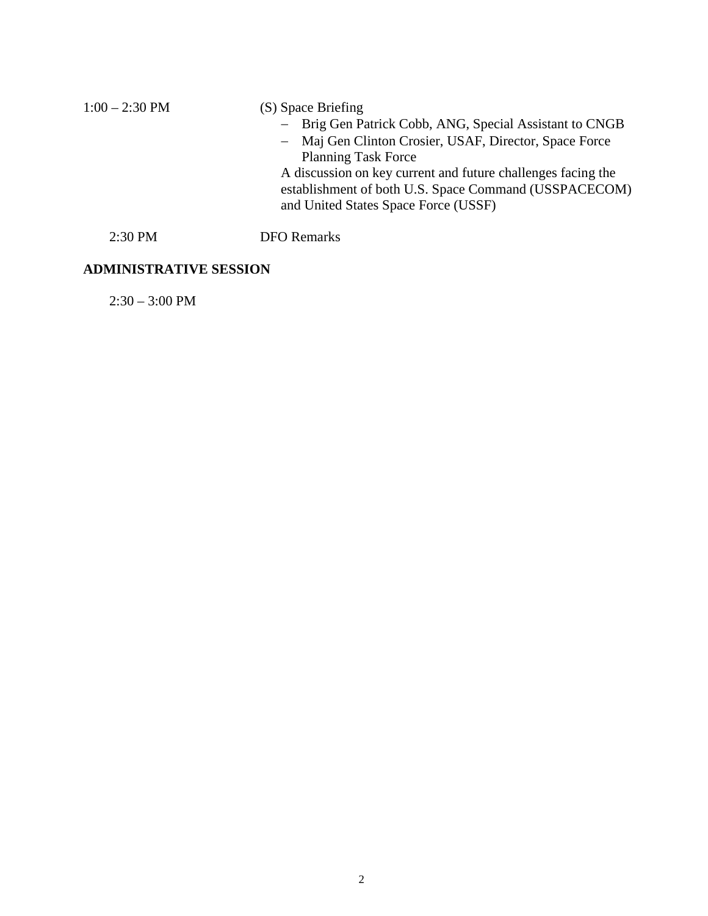1:00 – 2:30 PM (S) Space Briefing

- Brig Gen Patrick Cobb, ANG, Special Assistant to CNGB
- Maj Gen Clinton Crosier, USAF, Director, Space Force Planning Task Force

A discussion on key current and future challenges facing the establishment of both U.S. Space Command (USSPACECOM) and United States Space Force (USSF)

2:30 PM DFO Remarks

**ADMINISTRATIVE SESSION**

2:30 – 3:00 PM